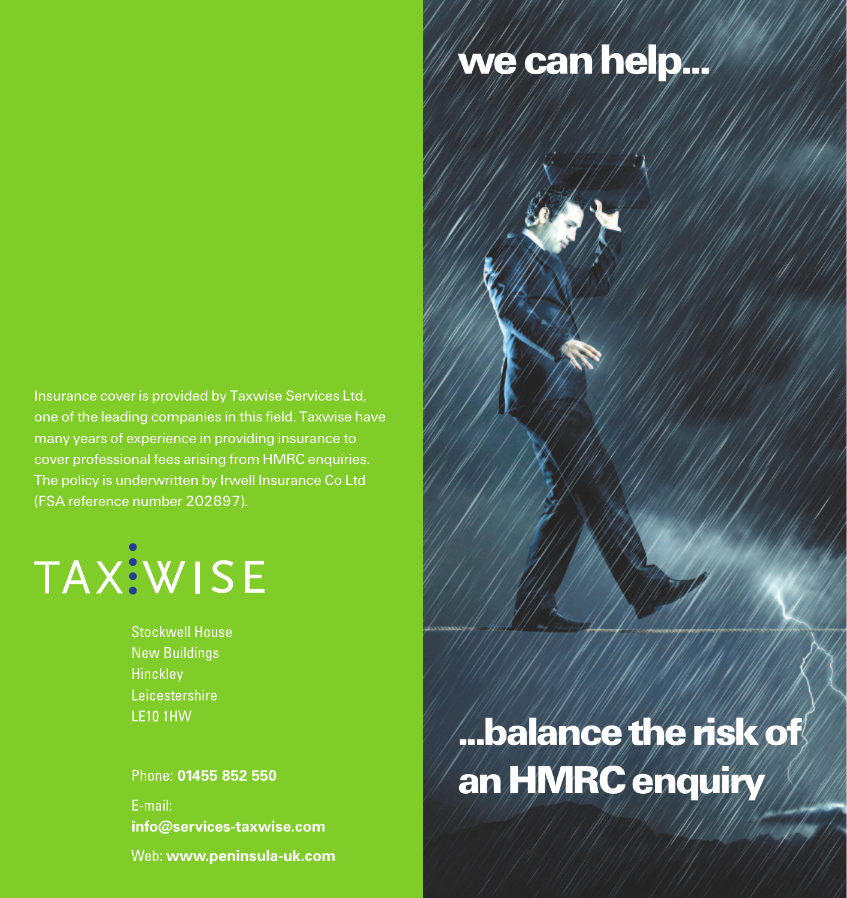# we can help...

# ...balance the risk of an HMRC enquiry

Insurance cover is provided by Taxwise Services Ltd, one of the leading companies in this field. Taxwise have many years of experience in providing insurance to cover professional fees arising from HMRC enquiries. The policy is underwritten by Irwell Insurance Co Ltd (FSA reference number 202897).

## TAXWISE

Stockwell House
New Buildings
Hinckley
Leicestershire
LE10 1HW

Phone: **01455 852 550**

E-mail:
**info@services-taxwise.com**

Web: **www.peninsula-uk.com**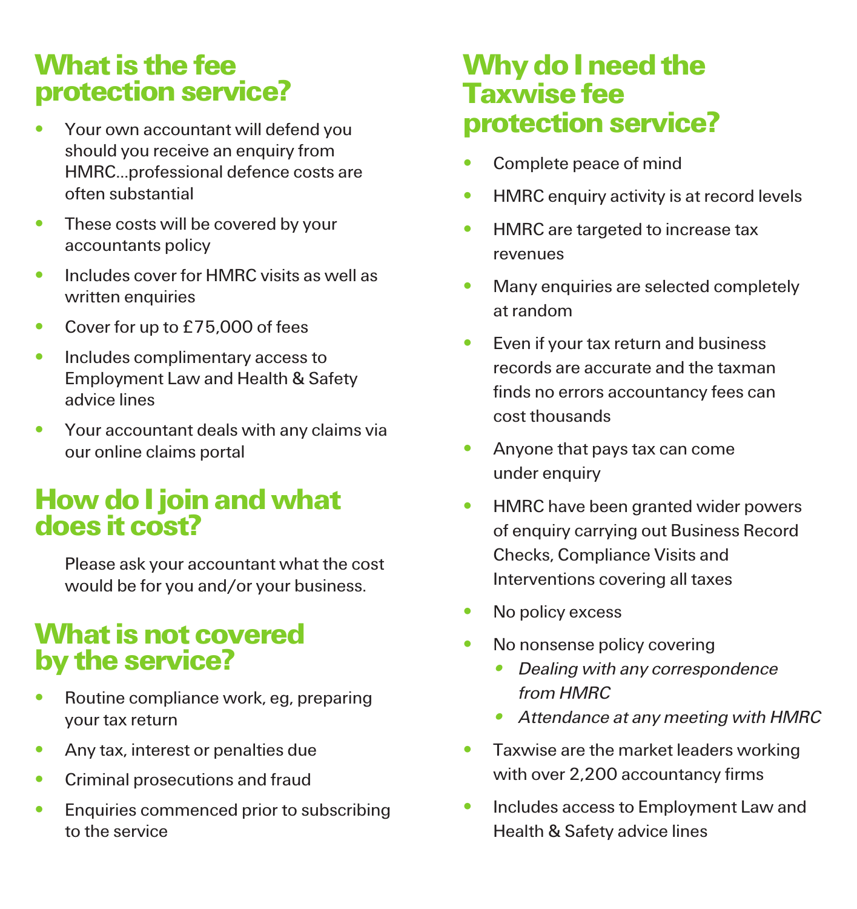## What is the fee protection service?

- Your own accountant will defend you should you receive an enquiry from HMRC...professional defence costs are often substantial
- These costs will be covered by your accountants policy
- Includes cover for HMRC visits as well as written enquiries
- Cover for up to £75,000 of fees
- Includes complimentary access to Employment Law and Health & Safety advice lines
- Your accountant deals with any claims via our online claims portal

## How do I join and what does it cost?

Please ask your accountant what the cost would be for you and/or your business.

## What is not covered by the service?

- Routine compliance work, eg, preparing your tax return
- Any tax, interest or penalties due
- Criminal prosecutions and fraud
- Enquiries commenced prior to subscribing to the service

## Why do I need the Taxwise fee protection service?

- Complete peace of mind
- HMRC enquiry activity is at record levels
- HMRC are targeted to increase tax revenues
- Many enquiries are selected completely at random
- Even if your tax return and business records are accurate and the taxman finds no errors accountancy fees can cost thousands
- Anyone that pays tax can come under enquiry
- HMRC have been granted wider powers of enquiry carrying out Business Record Checks, Compliance Visits and Interventions covering all taxes
- No policy excess
- No nonsense policy covering
  - *Dealing with any correspondence from HMRC*
  - *Attendance at any meeting with HMRC*
- Taxwise are the market leaders working with over 2,200 accountancy firms
- Includes access to Employment Law and Health & Safety advice lines